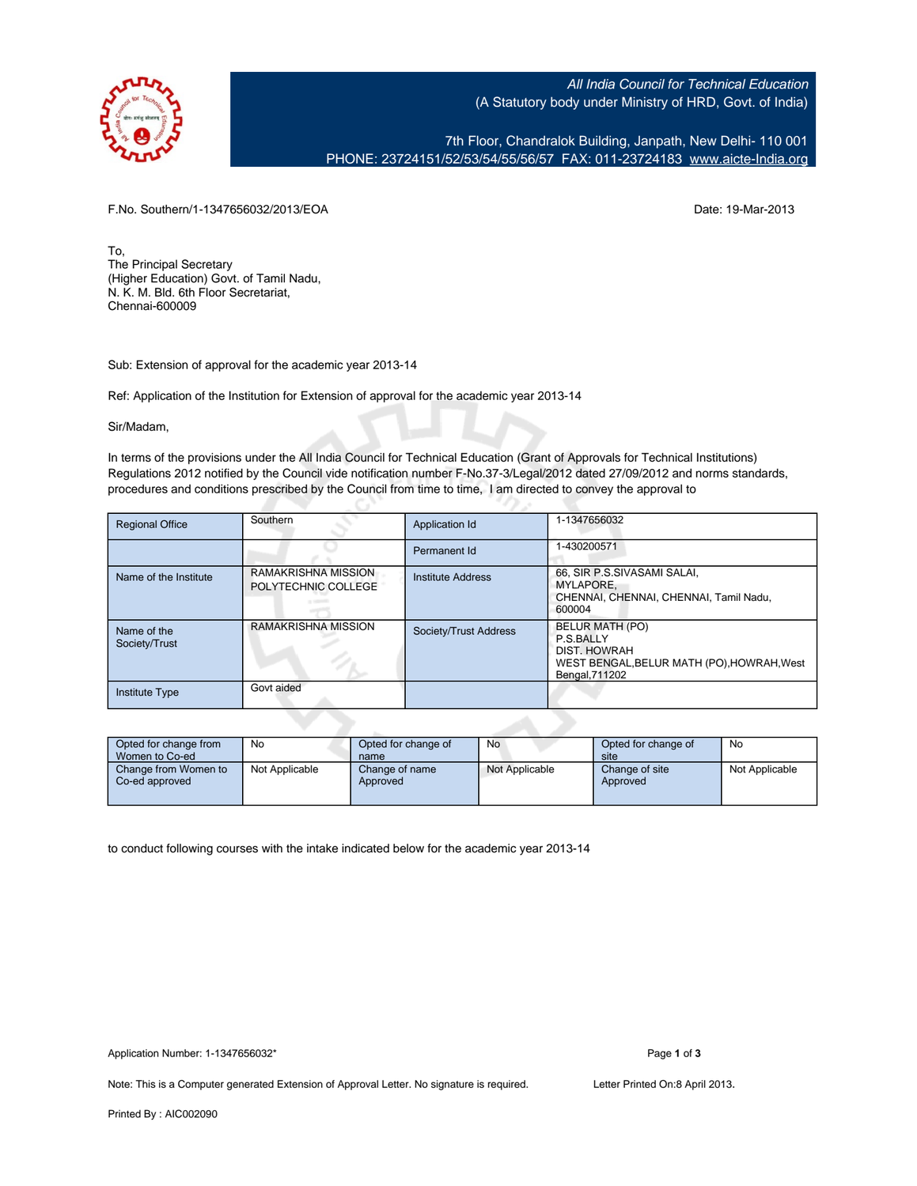All India Council for Technical Education
(A Statutory body under Ministry of HRD, Govt. of India)

7th Floor, Chandralok Building, Janpath, New Delhi- 110 001
PHONE: 23724151/52/53/54/55/56/57 FAX: 011-23724183 www.aicte-India.org

F.No. Southern/1-1347656032/2013/EOA Date: 19-Mar-2013

To,
The Principal Secretary
(Higher Education) Govt. of Tamil Nadu,
N. K. M. Bld. 6th Floor Secretariat,
Chennai-600009

Sub: Extension of approval for the academic year 2013-14

Ref: Application of the Institution for Extension of approval for the academic year 2013-14

Sir/Madam,

In terms of the provisions under the All India Council for Technical Education (Grant of Approvals for Technical Institutions) Regulations 2012 notified by the Council vide notification number F-No.37-3/Legal/2012 dated 27/09/2012 and norms standards, procedures and conditions prescribed by the Council from time to time, I am directed to convey the approval to

| Regional Office | Southern | Application Id | 1-1347656032 |
|---|---|---|---|
| | | Permanent Id | 1-430200571 |
| Name of the Institute | RAMAKRISHNA MISSION POLYTECHNIC COLLEGE | Institute Address | 66, SIR P.S.SIVASAMI SALAI, MYLAPORE, CHENNAI, CHENNAI, CHENNAI, Tamil Nadu, 600004 |
| Name of the Society/Trust | RAMAKRISHNA MISSION | Society/Trust Address | BELUR MATH (PO) P.S.BALLY DIST. HOWRAH WEST BENGAL,BELUR MATH (PO),HOWRAH,West Bengal,711202 |
| Institute Type | Govt aided | | |

| Opted for change from Women to Co-ed | No | Opted for change of name | No | Opted for change of site | No |
|---|---|---|---|---|---|
| Change from Women to Co-ed approved | Not Applicable | Change of name Approved | Not Applicable | Change of site Approved | Not Applicable |

to conduct following courses with the intake indicated below for the academic year 2013-14

Application Number: 1-1347656032*

Note: This is a Computer generated Extension of Approval Letter. No signature is required. Letter Printed On:8 April 2013.

Printed By : AIC002090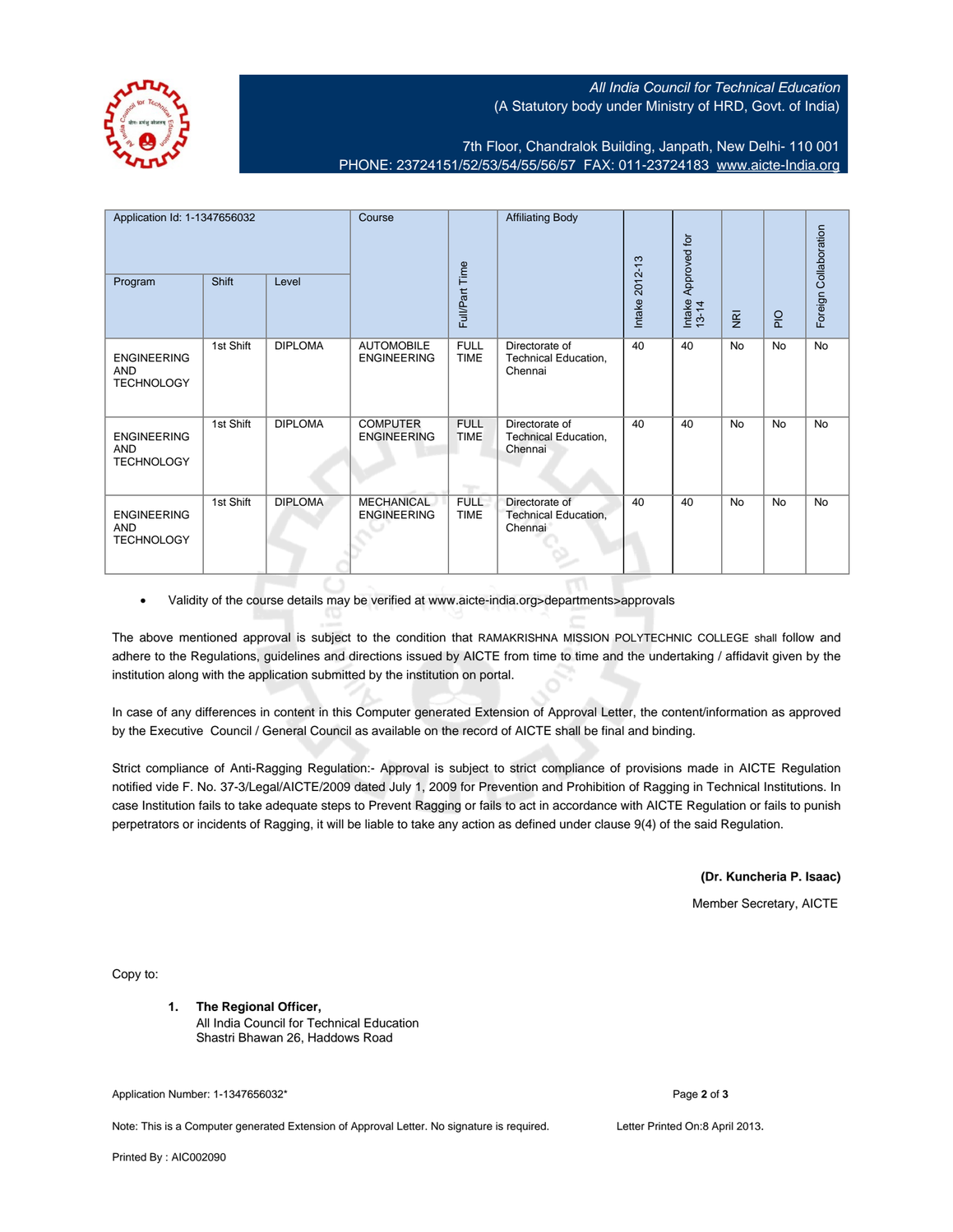All India Council for Technical Education
(A Statutory body under Ministry of HRD, Govt. of India)

7th Floor, Chandralok Building, Janpath, New Delhi- 110 001
PHONE: 23724151/52/53/54/55/56/57 FAX: 011-23724183 www.aicte-India.org

| Application Id: 1-1347656032 | | | Course | Full/Part Time | Affiliating Body | Intake 2012-13 | Intake Approved for 13-14 | NRI | PIO | Foreign Collaboration |
|---|---|---|---|---|---|---|---|---|---|---|
| Program | Shift | Level | | | | | | | | |
| ENGINEERING AND TECHNOLOGY | 1st Shift | DIPLOMA | AUTOMOBILE ENGINEERING | FULL TIME | Directorate of Technical Education, Chennai | 40 | 40 | No | No | No |
| ENGINEERING AND TECHNOLOGY | 1st Shift | DIPLOMA | COMPUTER ENGINEERING | FULL TIME | Directorate of Technical Education, Chennai | 40 | 40 | No | No | No |
| ENGINEERING AND TECHNOLOGY | 1st Shift | DIPLOMA | MECHANICAL ENGINEERING | FULL TIME | Directorate of Technical Education, Chennai | 40 | 40 | No | No | No |

- Validity of the course details may be verified at www.aicte-india.org>departments>approvals

The above mentioned approval is subject to the condition that RAMAKRISHNA MISSION POLYTECHNIC COLLEGE shall follow and adhere to the Regulations, guidelines and directions issued by AICTE from time to time and the undertaking / affidavit given by the institution along with the application submitted by the institution on portal.

In case of any differences in content in this Computer generated Extension of Approval Letter, the content/information as approved by the Executive Council / General Council as available on the record of AICTE shall be final and binding.

Strict compliance of Anti-Ragging Regulation:- Approval is subject to strict compliance of provisions made in AICTE Regulation notified vide F. No. 37-3/Legal/AICTE/2009 dated July 1, 2009 for Prevention and Prohibition of Ragging in Technical Institutions. In case Institution fails to take adequate steps to Prevent Ragging or fails to act in accordance with AICTE Regulation or fails to punish perpetrators or incidents of Ragging, it will be liable to take any action as defined under clause 9(4) of the said Regulation.

**(Dr. Kuncheria P. Isaac)**
Member Secretary, AICTE

Copy to:

1. **The Regional Officer,**
   All India Council for Technical Education
   Shastri Bhawan 26, Haddows Road

Application Number: 1-1347656032*

Note: This is a Computer generated Extension of Approval Letter. No signature is required.

Letter Printed On:8 April 2013.

Printed By : AIC002090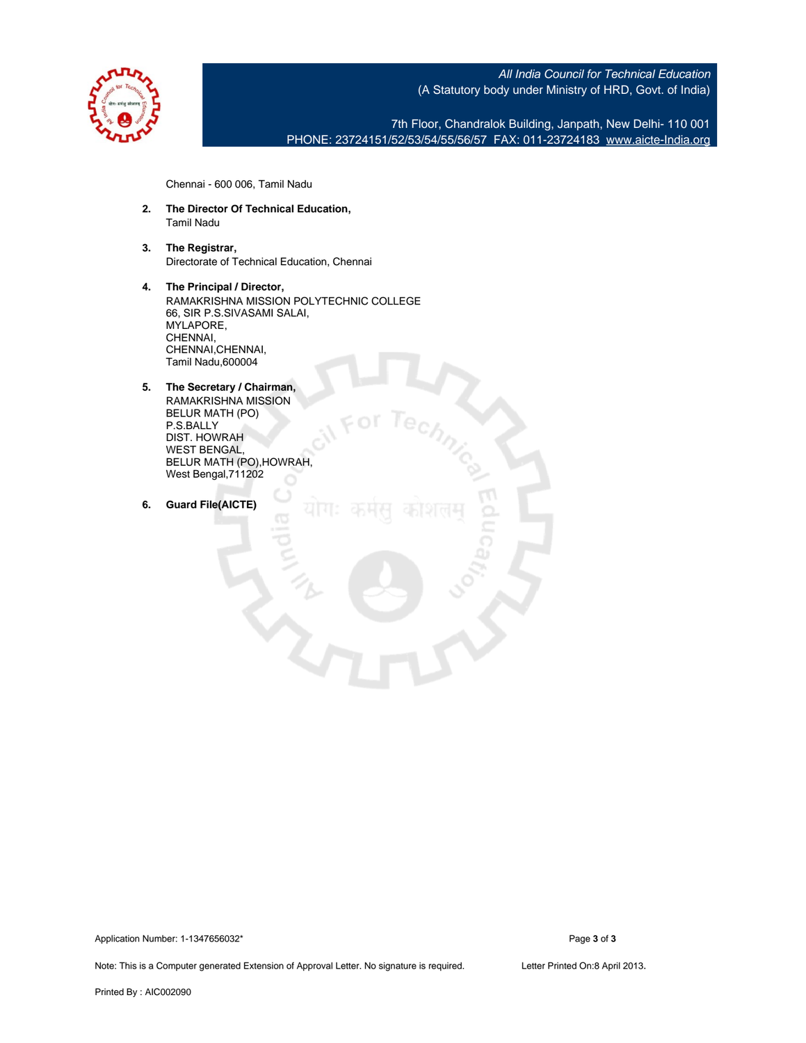Chennai - 600 006, Tamil Nadu

2. **The Director Of Technical Education,**
   Tamil Nadu

3. **The Registrar,**
   Directorate of Technical Education, Chennai

4. **The Principal / Director,**
   RAMAKRISHNA MISSION POLYTECHNIC COLLEGE
   66, SIR P.S.SIVASAMI SALAI,
   MYLAPORE,
   CHENNAI,
   CHENNAI,CHENNAI,
   Tamil Nadu,600004

5. **The Secretary / Chairman,**
   RAMAKRISHNA MISSION
   BELUR MATH (PO)
   P.S.BALLY
   DIST. HOWRAH
   WEST BENGAL,
   BELUR MATH (PO),HOWRAH,
   West Bengal,711202

6. **Guard File(AICTE)**

Application Number: 1-1347656032*

Note: This is a Computer generated Extension of Approval Letter. No signature is required.

Letter Printed On:8 April 2013.

Printed By : AIC002090